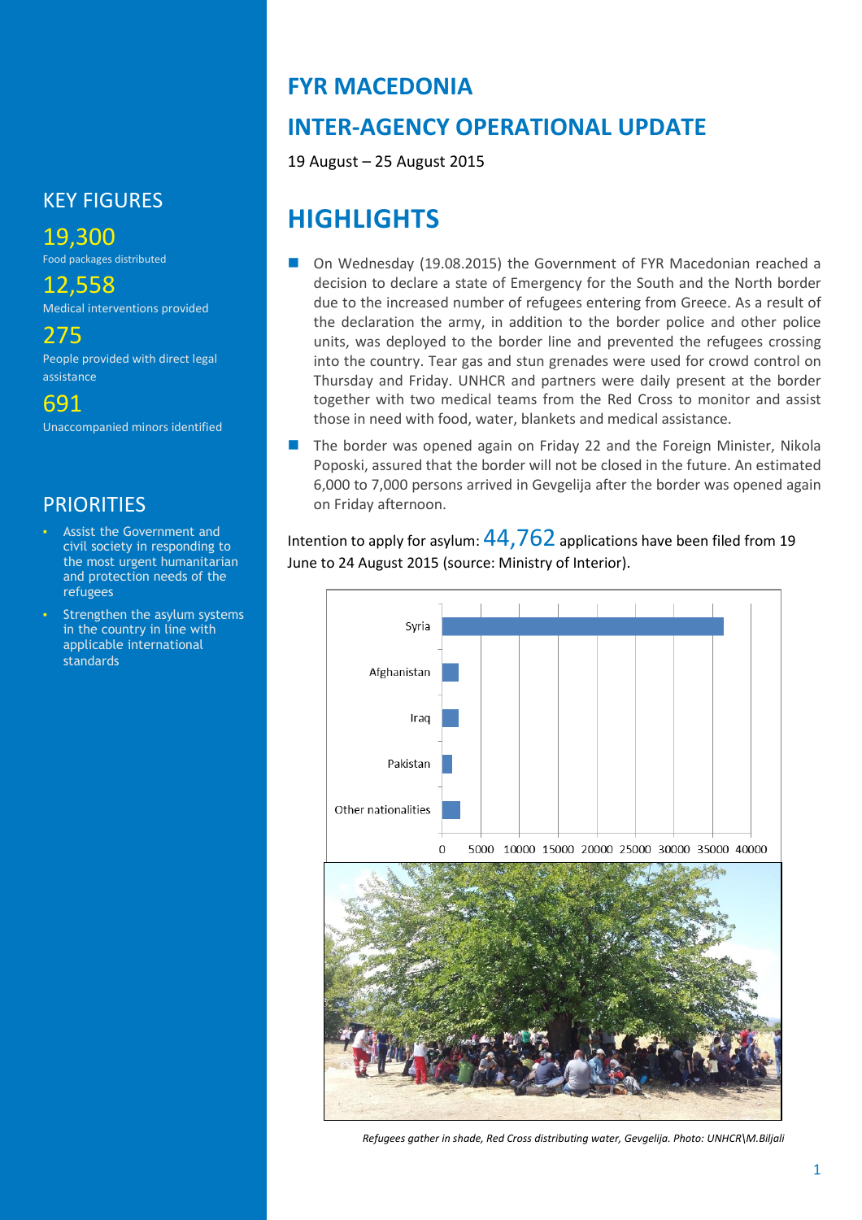# FYR MACEDONIA

## INTER-AGENCY OPERATIONAL UPDATE

19 August – 25 August 2015

### KEY FIGURES

**19,300**
Food packages distributed

**12,558**
Medical interventions provided

**275**
People provided with direct legal assistance

**691**
Unaccompanied minors identified

### PRIORITIES

- Assist the Government and civil society in responding to the most urgent humanitarian and protection needs of the refugees
- Strengthen the asylum systems in the country in line with applicable international standards

## HIGHLIGHTS

- On Wednesday (19.08.2015) the Government of FYR Macedonian reached a decision to declare a state of Emergency for the South and the North border due to the increased number of refugees entering from Greece. As a result of the declaration the army, in addition to the border police and other police units, was deployed to the border line and prevented the refugees crossing into the country. Tear gas and stun grenades were used for crowd control on Thursday and Friday. UNHCR and partners were daily present at the border together with two medical teams from the Red Cross to monitor and assist those in need with food, water, blankets and medical assistance.
- The border was opened again on Friday 22 and the Foreign Minister, Nikola Poposki, assured that the border will not be closed in the future. An estimated 6,000 to 7,000 persons arrived in Gevgelija after the border was opened again on Friday afternoon.

Intention to apply for asylum: **44,762** applications have been filed from 19 June to 24 August 2015 (source: Ministry of Interior).

*Refugees gather in shade, Red Cross distributing water, Gevgelija. Photo: UNHCR\M.Biljali*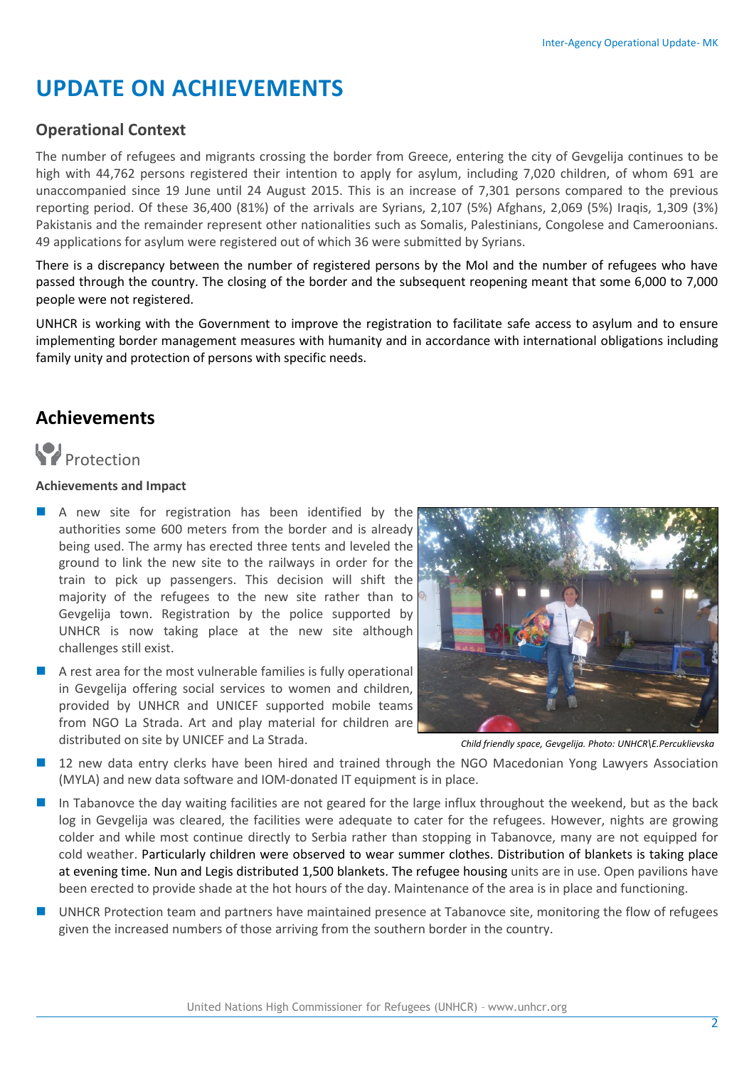# UPDATE ON ACHIEVEMENTS

## Operational Context

The number of refugees and migrants crossing the border from Greece, entering the city of Gevgelija continues to be high with 44,762 persons registered their intention to apply for asylum, including 7,020 children, of whom 691 are unaccompanied since 19 June until 24 August 2015. This is an increase of 7,301 persons compared to the previous reporting period. Of these 36,400 (81%) of the arrivals are Syrians, 2,107 (5%) Afghans, 2,069 (5%) Iraqis, 1,309 (3%) Pakistanis and the remainder represent other nationalities such as Somalis, Palestinians, Congolese and Cameroonians. 49 applications for asylum were registered out of which 36 were submitted by Syrians.

There is a discrepancy between the number of registered persons by the MoI and the number of refugees who have passed through the country. The closing of the border and the subsequent reopening meant that some 6,000 to 7,000 people were not registered.

UNHCR is working with the Government to improve the registration to facilitate safe access to asylum and to ensure implementing border management measures with humanity and in accordance with international obligations including family unity and protection of persons with specific needs.

## Achievements

### Protection

**Achievements and Impact**

- A new site for registration has been identified by the authorities some 600 meters from the border and is already being used. The army has erected three tents and leveled the ground to link the new site to the railways in order for the train to pick up passengers. This decision will shift the majority of the refugees to the new site rather than to Gevgelija town. Registration by the police supported by UNHCR is now taking place at the new site although challenges still exist.
- A rest area for the most vulnerable families is fully operational in Gevgelija offering social services to women and children, provided by UNHCR and UNICEF supported mobile teams from NGO La Strada. Art and play material for children are distributed on site by UNICEF and La Strada.

*Child friendly space, Gevgelija. Photo: UNHCR\E.Percuklievska*

- 12 new data entry clerks have been hired and trained through the NGO Macedonian Yong Lawyers Association (MYLA) and new data software and IOM-donated IT equipment is in place.
- In Tabanovce the day waiting facilities are not geared for the large influx throughout the weekend, but as the back log in Gevgelija was cleared, the facilities were adequate to cater for the refugees. However, nights are growing colder and while most continue directly to Serbia rather than stopping in Tabanovce, many are not equipped for cold weather. Particularly children were observed to wear summer clothes. Distribution of blankets is taking place at evening time. Nun and Legis distributed 1,500 blankets. The refugee housing units are in use. Open pavilions have been erected to provide shade at the hot hours of the day. Maintenance of the area is in place and functioning.
- UNHCR Protection team and partners have maintained presence at Tabanovce site, monitoring the flow of refugees given the increased numbers of those arriving from the southern border in the country.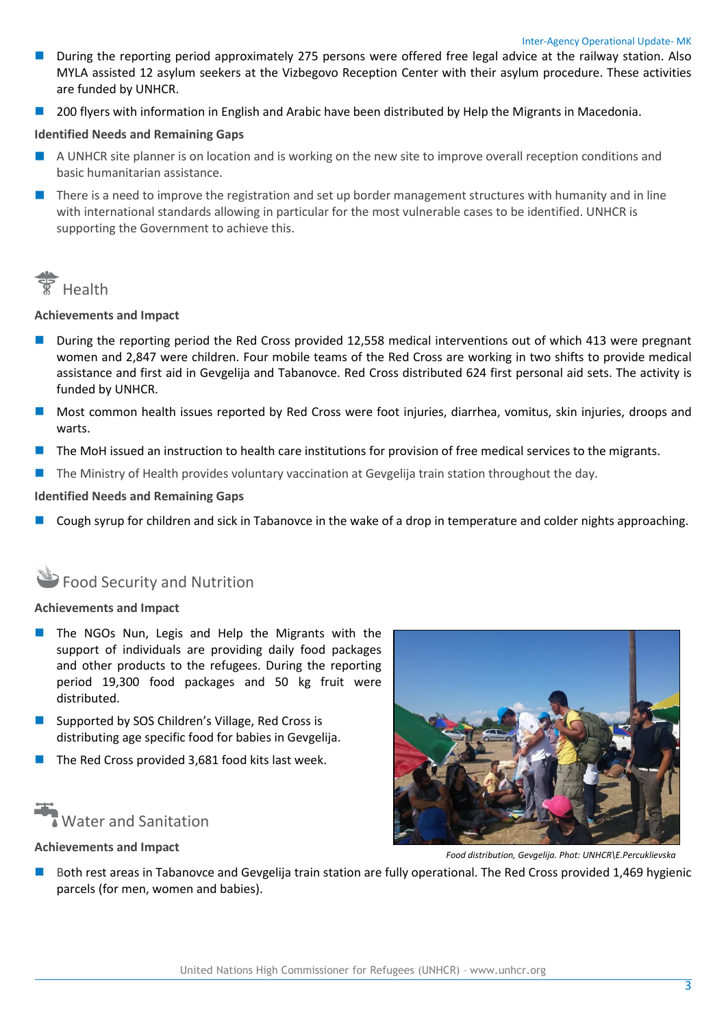- During the reporting period approximately 275 persons were offered free legal advice at the railway station. Also MYLA assisted 12 asylum seekers at the Vizbegovo Reception Center with their asylum procedure. These activities are funded by UNHCR.
- 200 flyers with information in English and Arabic have been distributed by Help the Migrants in Macedonia.

**Identified Needs and Remaining Gaps**

- A UNHCR site planner is on location and is working on the new site to improve overall reception conditions and basic humanitarian assistance.
- There is a need to improve the registration and set up border management structures with humanity and in line with international standards allowing in particular for the most vulnerable cases to be identified. UNHCR is supporting the Government to achieve this.

## Health

**Achievements and Impact**

- During the reporting period the Red Cross provided 12,558 medical interventions out of which 413 were pregnant women and 2,847 were children. Four mobile teams of the Red Cross are working in two shifts to provide medical assistance and first aid in Gevgelija and Tabanovce. Red Cross distributed 624 first personal aid sets. The activity is funded by UNHCR.
- Most common health issues reported by Red Cross were foot injuries, diarrhea, vomitus, skin injuries, droops and warts.
- The MoH issued an instruction to health care institutions for provision of free medical services to the migrants.
- The Ministry of Health provides voluntary vaccination at Gevgelija train station throughout the day.

**Identified Needs and Remaining Gaps**

- Cough syrup for children and sick in Tabanovce in the wake of a drop in temperature and colder nights approaching.

## Food Security and Nutrition

**Achievements and Impact**

- The NGOs Nun, Legis and Help the Migrants with the support of individuals are providing daily food packages and other products to the refugees. During the reporting period 19,300 food packages and 50 kg fruit were distributed.
- Supported by SOS Children's Village, Red Cross is distributing age specific food for babies in Gevgelija.
- The Red Cross provided 3,681 food kits last week.

*Food distribution, Gevgelija. Phot: UNHCR\E.Percuklievska*

## Water and Sanitation

**Achievements and Impact**

- Both rest areas in Tabanovce and Gevgelija train station are fully operational. The Red Cross provided 1,469 hygienic parcels (for men, women and babies).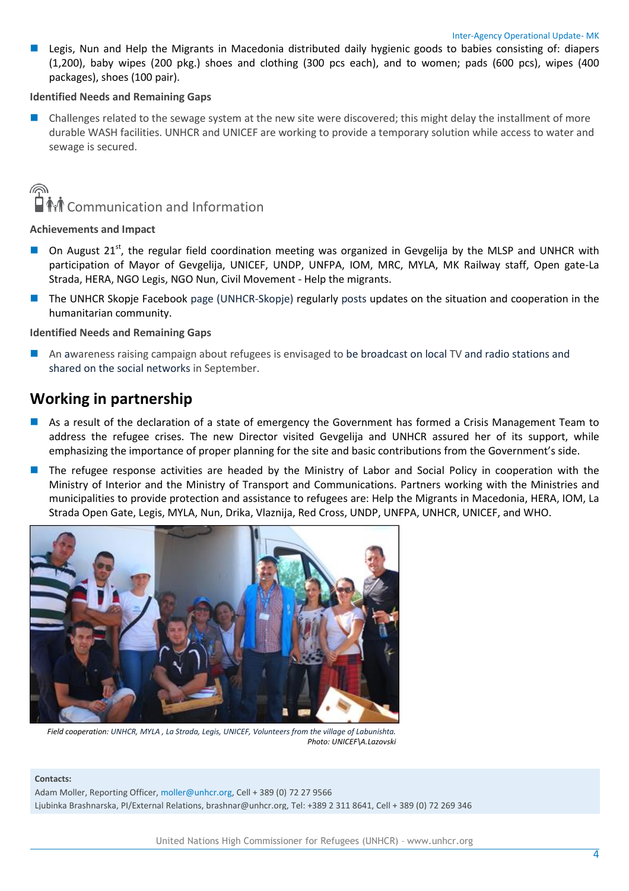- Legis, Nun and Help the Migrants in Macedonia distributed daily hygienic goods to babies consisting of: diapers (1,200), baby wipes (200 pkg.) shoes and clothing (300 pcs each), and to women; pads (600 pcs), wipes (400 packages), shoes (100 pair).

**Identified Needs and Remaining Gaps**

- Challenges related to the sewage system at the new site were discovered; this might delay the installment of more durable WASH facilities. UNHCR and UNICEF are working to provide a temporary solution while access to water and sewage is secured.

## Communication and Information

**Achievements and Impact**

- On August 21st, the regular field coordination meeting was organized in Gevgelija by the MLSP and UNHCR with participation of Mayor of Gevgelija, UNICEF, UNDP, UNFPA, IOM, MRC, MYLA, MK Railway staff, Open gate-La Strada, HERA, NGO Legis, NGO Nun, Civil Movement - Help the migrants.
- The UNHCR Skopje Facebook page (UNHCR-Skopje) regularly posts updates on the situation and cooperation in the humanitarian community.

**Identified Needs and Remaining Gaps**

- An awareness raising campaign about refugees is envisaged to be broadcast on local TV and radio stations and shared on the social networks in September.

## Working in partnership

- As a result of the declaration of a state of emergency the Government has formed a Crisis Management Team to address the refugee crises. The new Director visited Gevgelija and UNHCR assured her of its support, while emphasizing the importance of proper planning for the site and basic contributions from the Government's side.
- The refugee response activities are headed by the Ministry of Labor and Social Policy in cooperation with the Ministry of Interior and the Ministry of Transport and Communications. Partners working with the Ministries and municipalities to provide protection and assistance to refugees are: Help the Migrants in Macedonia, HERA, IOM, La Strada Open Gate, Legis, MYLA, Nun, Drika, Vlaznija, Red Cross, UNDP, UNFPA, UNHCR, UNICEF, and WHO.

*Field cooperation: UNHCR, MYLA , La Strada, Legis, UNICEF, Volunteers from the village of Labunishta.*
*Photo: UNICEF\A.Lazovski*

**Contacts:**
Adam Moller, Reporting Officer, moller@unhcr.org, Cell + 389 (0) 72 27 9566
Ljubinka Brashnarska, PI/External Relations, brashnar@unhcr.org, Tel: +389 2 311 8641, Cell + 389 (0) 72 269 346